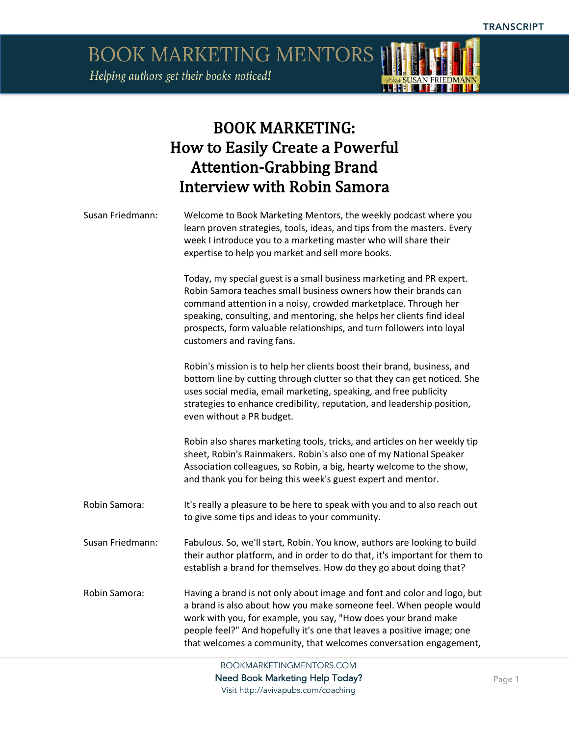# BOOK MARKETING: How to Easily Create a Powerful Attention-Grabbing Brand Interview with Robin Samora

**Susan Friedmann:** Welcome to Book Marketing Mentors, the weekly podcast where you learn proven strategies, tools, ideas, and tips from the masters. Every week I introduce you to a marketing master who will share their expertise to help you market and sell more books.

Today, my special guest is a small business marketing and PR expert. Robin Samora teaches small business owners how their brands can command attention in a noisy, crowded marketplace. Through her speaking, consulting, and mentoring, she helps her clients find ideal prospects, form valuable relationships, and turn followers into loyal customers and raving fans.

Robin's mission is to help her clients boost their brand, business, and bottom line by cutting through clutter so that they can get noticed. She uses social media, email marketing, speaking, and free publicity strategies to enhance credibility, reputation, and leadership position, even without a PR budget.

Robin also shares marketing tools, tricks, and articles on her weekly tip sheet, Robin's Rainmakers. Robin's also one of my National Speaker Association colleagues, so Robin, a big, hearty welcome to the show, and thank you for being this week's guest expert and mentor.

**Robin Samora:** It's really a pleasure to be here to speak with you and to also reach out to give some tips and ideas to your community.

**Susan Friedmann:** Fabulous. So, we'll start, Robin. You know, authors are looking to build their author platform, and in order to do that, it's important for them to establish a brand for themselves. How do they go about doing that?

**Robin Samora:** Having a brand is not only about image and font and color and logo, but a brand is also about how you make someone feel. When people would work with you, for example, you say, "How does your brand make people feel?" And hopefully it's one that leaves a positive image; one that welcomes a community, that welcomes conversation engagement,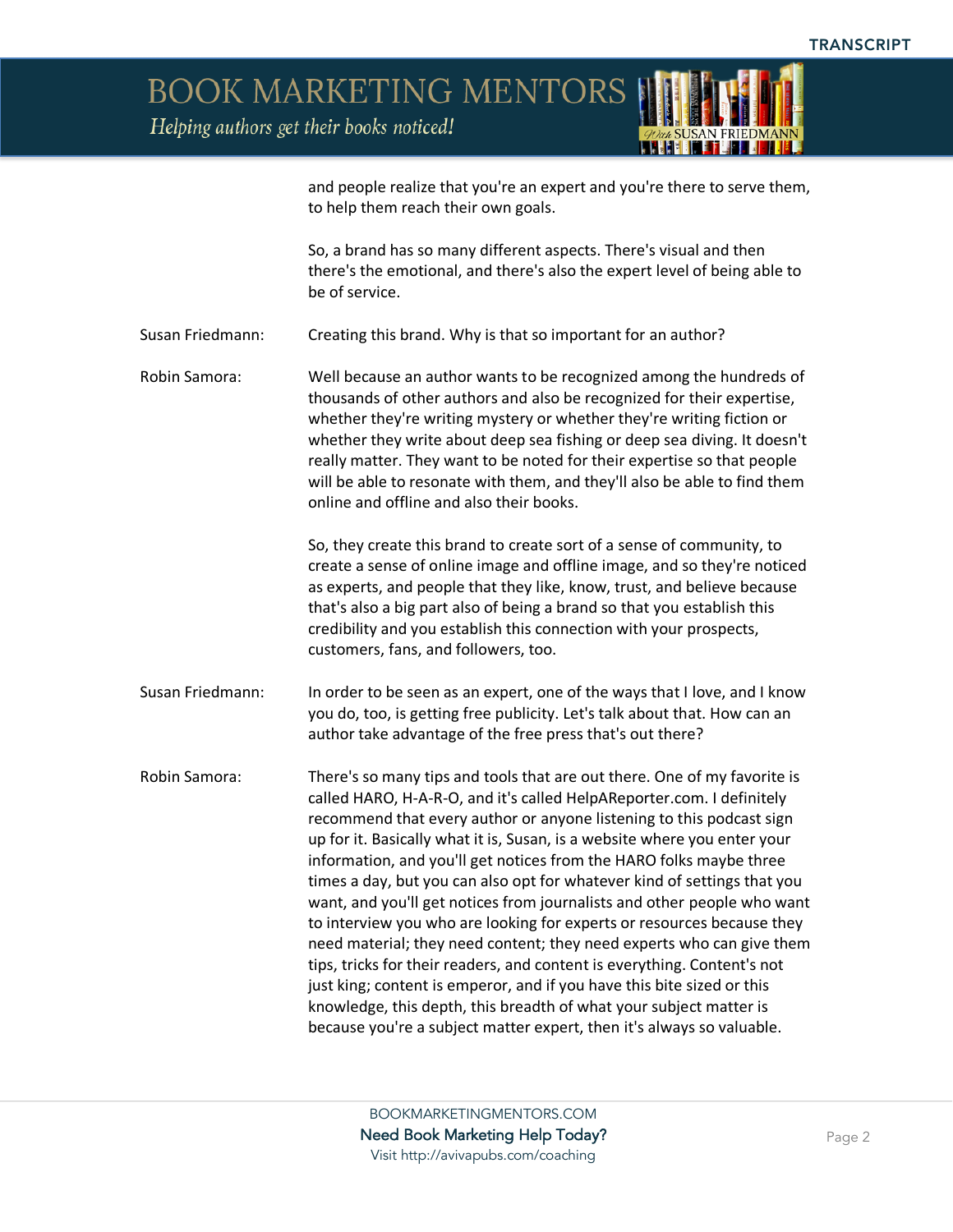and people realize that you're an expert and you're there to serve them, to help them reach their own goals.

So, a brand has so many different aspects. There's visual and then there's the emotional, and there's also the expert level of being able to be of service.

**Susan Friedmann:** Creating this brand. Why is that so important for an author?

**Robin Samora:** Well because an author wants to be recognized among the hundreds of thousands of other authors and also be recognized for their expertise, whether they're writing mystery or whether they're writing fiction or whether they write about deep sea fishing or deep sea diving. It doesn't really matter. They want to be noted for their expertise so that people will be able to resonate with them, and they'll also be able to find them online and offline and also their books.

So, they create this brand to create sort of a sense of community, to create a sense of online image and offline image, and so they're noticed as experts, and people that they like, know, trust, and believe because that's also a big part also of being a brand so that you establish this credibility and you establish this connection with your prospects, customers, fans, and followers, too.

**Susan Friedmann:** In order to be seen as an expert, one of the ways that I love, and I know you do, too, is getting free publicity. Let's talk about that. How can an author take advantage of the free press that's out there?

**Robin Samora:** There's so many tips and tools that are out there. One of my favorite is called HARO, H-A-R-O, and it's called HelpAReporter.com. I definitely recommend that every author or anyone listening to this podcast sign up for it. Basically what it is, Susan, is a website where you enter your information, and you'll get notices from the HARO folks maybe three times a day, but you can also opt for whatever kind of settings that you want, and you'll get notices from journalists and other people who want to interview you who are looking for experts or resources because they need material; they need content; they need experts who can give them tips, tricks for their readers, and content is everything. Content's not just king; content is emperor, and if you have this bite sized or this knowledge, this depth, this breadth of what your subject matter is because you're a subject matter expert, then it's always so valuable.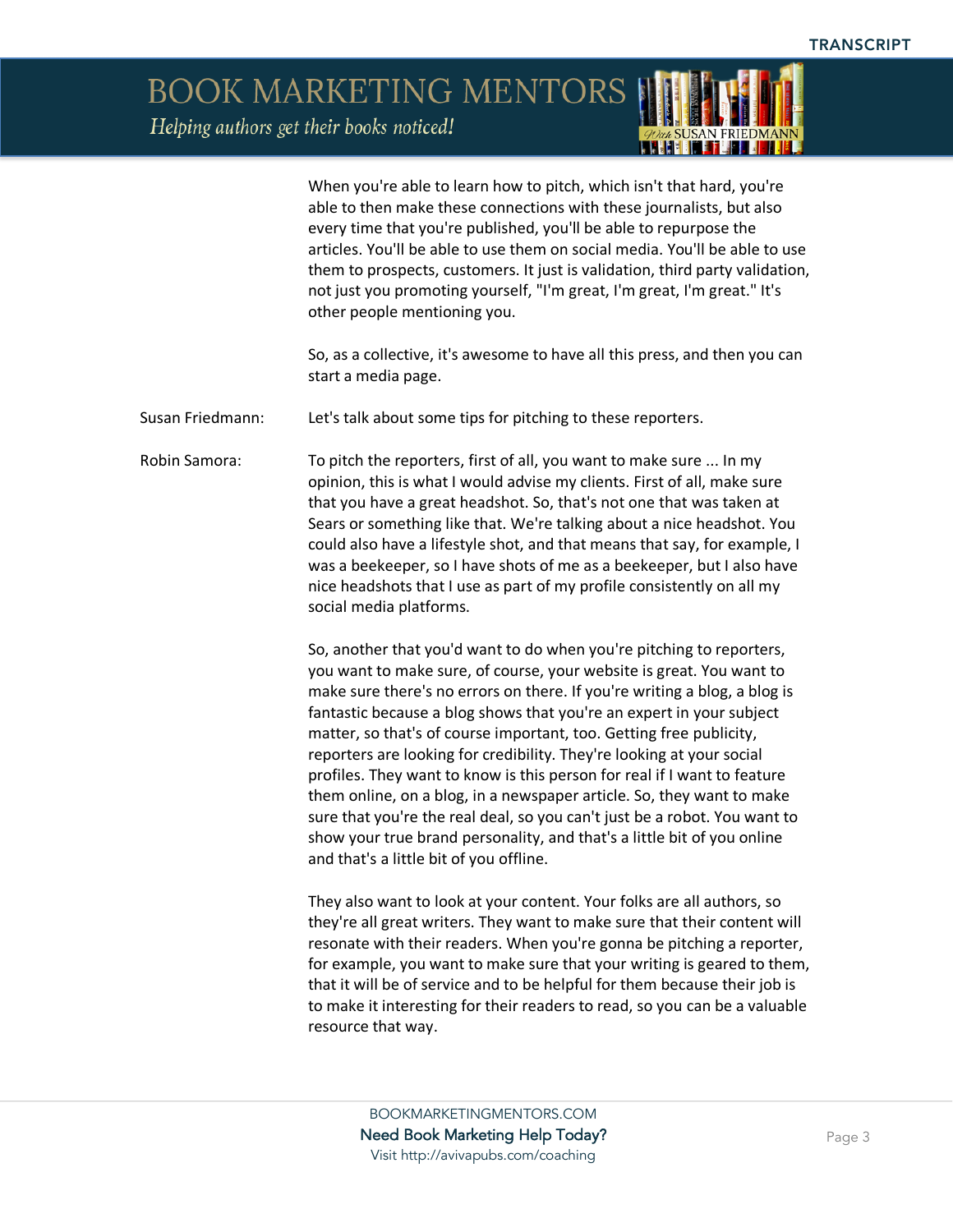When you're able to learn how to pitch, which isn't that hard, you're able to then make these connections with these journalists, but also every time that you're published, you'll be able to repurpose the articles. You'll be able to use them on social media. You'll be able to use them to prospects, customers. It just is validation, third party validation, not just you promoting yourself, "I'm great, I'm great, I'm great." It's other people mentioning you.

So, as a collective, it's awesome to have all this press, and then you can start a media page.

**Susan Friedmann:** Let's talk about some tips for pitching to these reporters.

**Robin Samora:** To pitch the reporters, first of all, you want to make sure ... In my opinion, this is what I would advise my clients. First of all, make sure that you have a great headshot. So, that's not one that was taken at Sears or something like that. We're talking about a nice headshot. You could also have a lifestyle shot, and that means that say, for example, I was a beekeeper, so I have shots of me as a beekeeper, but I also have nice headshots that I use as part of my profile consistently on all my social media platforms.

So, another that you'd want to do when you're pitching to reporters, you want to make sure, of course, your website is great. You want to make sure there's no errors on there. If you're writing a blog, a blog is fantastic because a blog shows that you're an expert in your subject matter, so that's of course important, too. Getting free publicity, reporters are looking for credibility. They're looking at your social profiles. They want to know is this person for real if I want to feature them online, on a blog, in a newspaper article. So, they want to make sure that you're the real deal, so you can't just be a robot. You want to show your true brand personality, and that's a little bit of you online and that's a little bit of you offline.

They also want to look at your content. Your folks are all authors, so they're all great writers. They want to make sure that their content will resonate with their readers. When you're gonna be pitching a reporter, for example, you want to make sure that your writing is geared to them, that it will be of service and to be helpful for them because their job is to make it interesting for their readers to read, so you can be a valuable resource that way.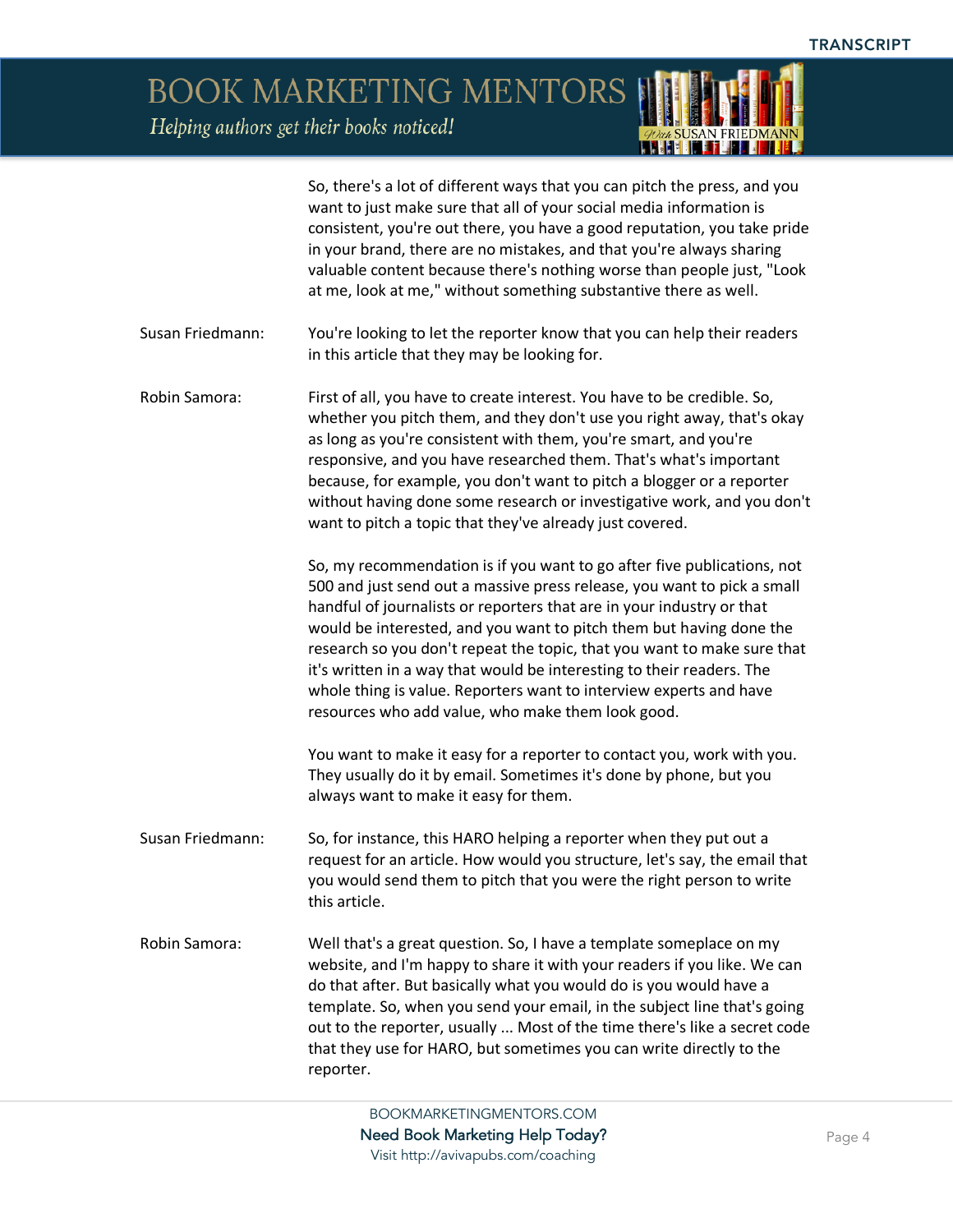So, there's a lot of different ways that you can pitch the press, and you want to just make sure that all of your social media information is consistent, you're out there, you have a good reputation, you take pride in your brand, there are no mistakes, and that you're always sharing valuable content because there's nothing worse than people just, "Look at me, look at me," without something substantive there as well.

**Susan Friedmann:** You're looking to let the reporter know that you can help their readers in this article that they may be looking for.

**Robin Samora:** First of all, you have to create interest. You have to be credible. So, whether you pitch them, and they don't use you right away, that's okay as long as you're consistent with them, you're smart, and you're responsive, and you have researched them. That's what's important because, for example, you don't want to pitch a blogger or a reporter without having done some research or investigative work, and you don't want to pitch a topic that they've already just covered.

So, my recommendation is if you want to go after five publications, not 500 and just send out a massive press release, you want to pick a small handful of journalists or reporters that are in your industry or that would be interested, and you want to pitch them but having done the research so you don't repeat the topic, that you want to make sure that it's written in a way that would be interesting to their readers. The whole thing is value. Reporters want to interview experts and have resources who add value, who make them look good.

You want to make it easy for a reporter to contact you, work with you. They usually do it by email. Sometimes it's done by phone, but you always want to make it easy for them.

**Susan Friedmann:** So, for instance, this HARO helping a reporter when they put out a request for an article. How would you structure, let's say, the email that you would send them to pitch that you were the right person to write this article.

**Robin Samora:** Well that's a great question. So, I have a template someplace on my website, and I'm happy to share it with your readers if you like. We can do that after. But basically what you would do is you would have a template. So, when you send your email, in the subject line that's going out to the reporter, usually ... Most of the time there's like a secret code that they use for HARO, but sometimes you can write directly to the reporter.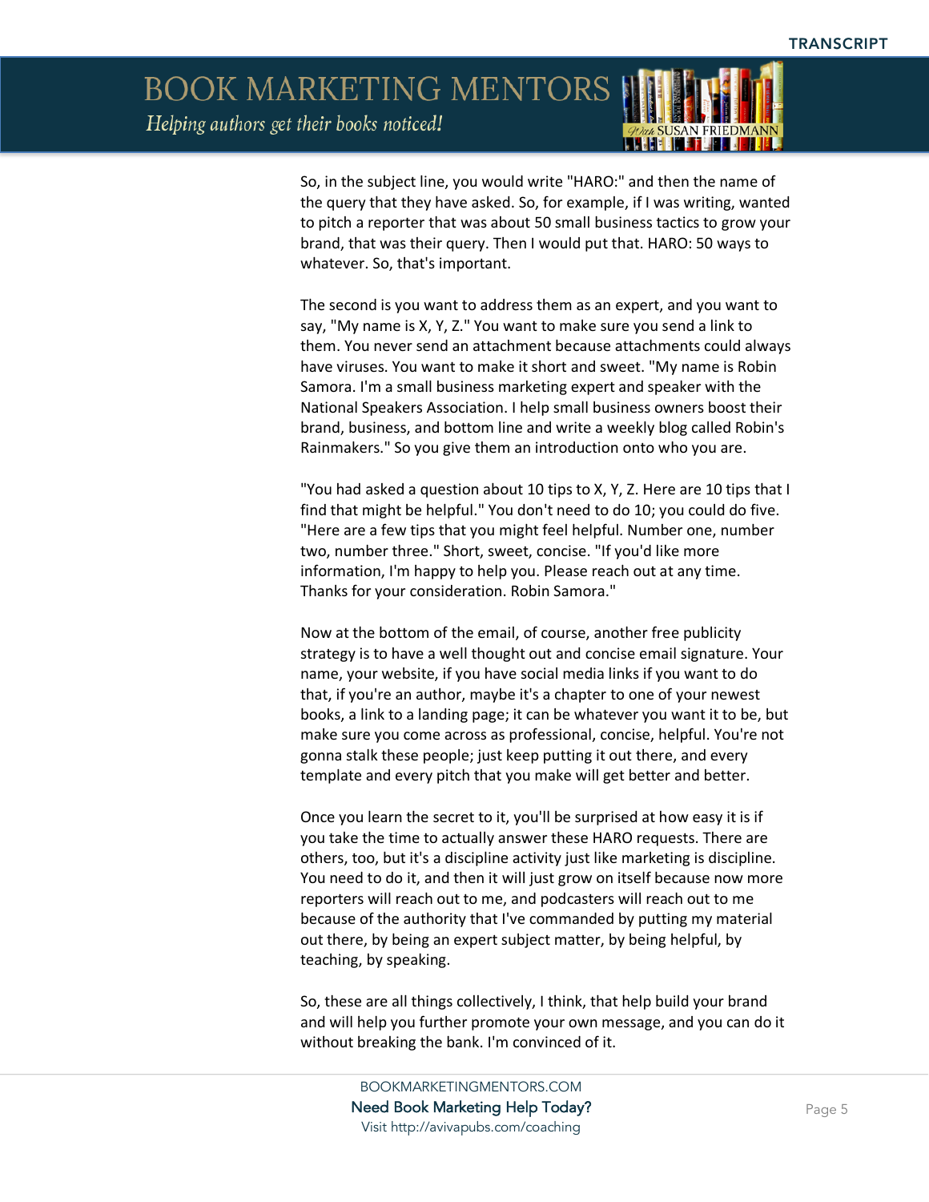So, in the subject line, you would write "HARO:" and then the name of the query that they have asked. So, for example, if I was writing, wanted to pitch a reporter that was about 50 small business tactics to grow your brand, that was their query. Then I would put that. HARO: 50 ways to whatever. So, that's important.

The second is you want to address them as an expert, and you want to say, "My name is X, Y, Z." You want to make sure you send a link to them. You never send an attachment because attachments could always have viruses. You want to make it short and sweet. "My name is Robin Samora. I'm a small business marketing expert and speaker with the National Speakers Association. I help small business owners boost their brand, business, and bottom line and write a weekly blog called Robin's Rainmakers." So you give them an introduction onto who you are.

"You had asked a question about 10 tips to X, Y, Z. Here are 10 tips that I find that might be helpful." You don't need to do 10; you could do five. "Here are a few tips that you might feel helpful. Number one, number two, number three." Short, sweet, concise. "If you'd like more information, I'm happy to help you. Please reach out at any time. Thanks for your consideration. Robin Samora."

Now at the bottom of the email, of course, another free publicity strategy is to have a well thought out and concise email signature. Your name, your website, if you have social media links if you want to do that, if you're an author, maybe it's a chapter to one of your newest books, a link to a landing page; it can be whatever you want it to be, but make sure you come across as professional, concise, helpful. You're not gonna stalk these people; just keep putting it out there, and every template and every pitch that you make will get better and better.

Once you learn the secret to it, you'll be surprised at how easy it is if you take the time to actually answer these HARO requests. There are others, too, but it's a discipline activity just like marketing is discipline. You need to do it, and then it will just grow on itself because now more reporters will reach out to me, and podcasters will reach out to me because of the authority that I've commanded by putting my material out there, by being an expert subject matter, by being helpful, by teaching, by speaking.

So, these are all things collectively, I think, that help build your brand and will help you further promote your own message, and you can do it without breaking the bank. I'm convinced of it.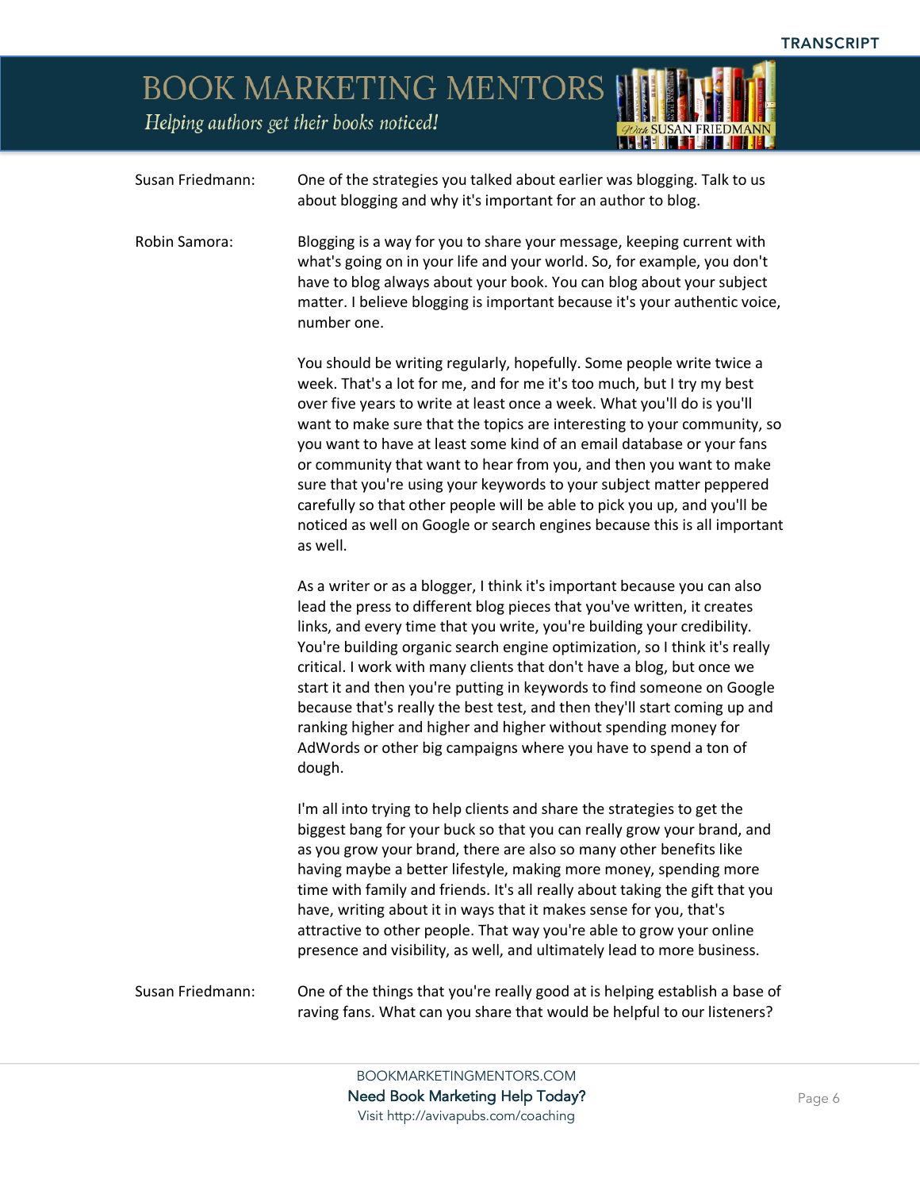**Susan Friedmann:** One of the strategies you talked about earlier was blogging. Talk to us about blogging and why it's important for an author to blog.

**Robin Samora:** Blogging is a way for you to share your message, keeping current with what's going on in your life and your world. So, for example, you don't have to blog always about your book. You can blog about your subject matter. I believe blogging is important because it's your authentic voice, number one.

You should be writing regularly, hopefully. Some people write twice a week. That's a lot for me, and for me it's too much, but I try my best over five years to write at least once a week. What you'll do is you'll want to make sure that the topics are interesting to your community, so you want to have at least some kind of an email database or your fans or community that want to hear from you, and then you want to make sure that you're using your keywords to your subject matter peppered carefully so that other people will be able to pick you up, and you'll be noticed as well on Google or search engines because this is all important as well.

As a writer or as a blogger, I think it's important because you can also lead the press to different blog pieces that you've written, it creates links, and every time that you write, you're building your credibility. You're building organic search engine optimization, so I think it's really critical. I work with many clients that don't have a blog, but once we start it and then you're putting in keywords to find someone on Google because that's really the best test, and then they'll start coming up and ranking higher and higher and higher without spending money for AdWords or other big campaigns where you have to spend a ton of dough.

I'm all into trying to help clients and share the strategies to get the biggest bang for your buck so that you can really grow your brand, and as you grow your brand, there are also so many other benefits like having maybe a better lifestyle, making more money, spending more time with family and friends. It's all really about taking the gift that you have, writing about it in ways that it makes sense for you, that's attractive to other people. That way you're able to grow your online presence and visibility, as well, and ultimately lead to more business.

**Susan Friedmann:** One of the things that you're really good at is helping establish a base of raving fans. What can you share that would be helpful to our listeners?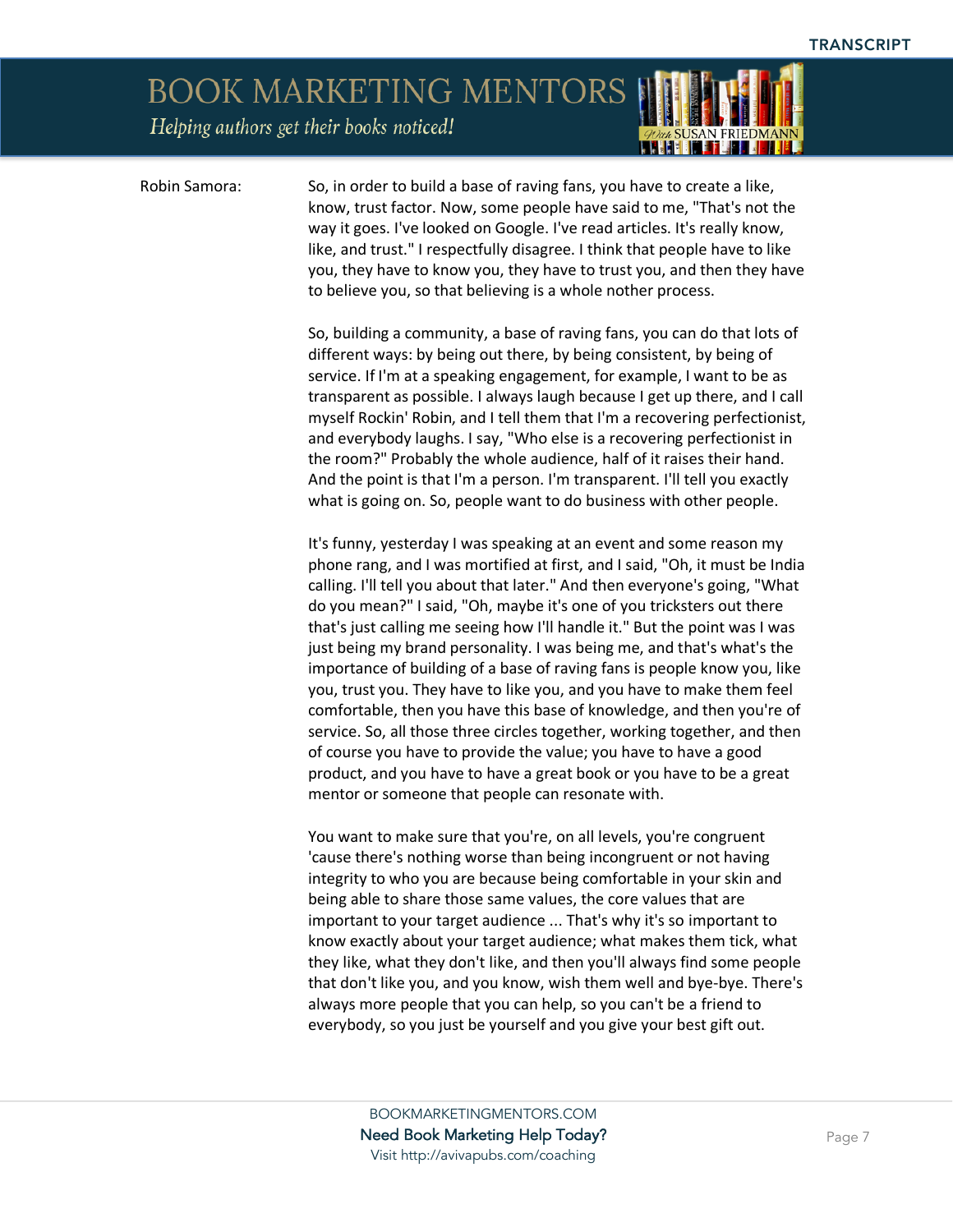Robin Samora: So, in order to build a base of raving fans, you have to create a like, know, trust factor. Now, some people have said to me, "That's not the way it goes. I've looked on Google. I've read articles. It's really know, like, and trust." I respectfully disagree. I think that people have to like you, they have to know you, they have to trust you, and then they have to believe you, so that believing is a whole nother process.

So, building a community, a base of raving fans, you can do that lots of different ways: by being out there, by being consistent, by being of service. If I'm at a speaking engagement, for example, I want to be as transparent as possible. I always laugh because I get up there, and I call myself Rockin' Robin, and I tell them that I'm a recovering perfectionist, and everybody laughs. I say, "Who else is a recovering perfectionist in the room?" Probably the whole audience, half of it raises their hand. And the point is that I'm a person. I'm transparent. I'll tell you exactly what is going on. So, people want to do business with other people.

It's funny, yesterday I was speaking at an event and some reason my phone rang, and I was mortified at first, and I said, "Oh, it must be India calling. I'll tell you about that later." And then everyone's going, "What do you mean?" I said, "Oh, maybe it's one of you tricksters out there that's just calling me seeing how I'll handle it." But the point was I was just being my brand personality. I was being me, and that's what's the importance of building of a base of raving fans is people know you, like you, trust you. They have to like you, and you have to make them feel comfortable, then you have this base of knowledge, and then you're of service. So, all those three circles together, working together, and then of course you have to provide the value; you have to have a good product, and you have to have a great book or you have to be a great mentor or someone that people can resonate with.

You want to make sure that you're, on all levels, you're congruent 'cause there's nothing worse than being incongruent or not having integrity to who you are because being comfortable in your skin and being able to share those same values, the core values that are important to your target audience ... That's why it's so important to know exactly about your target audience; what makes them tick, what they like, what they don't like, and then you'll always find some people that don't like you, and you know, wish them well and bye-bye. There's always more people that you can help, so you can't be a friend to everybody, so you just be yourself and you give your best gift out.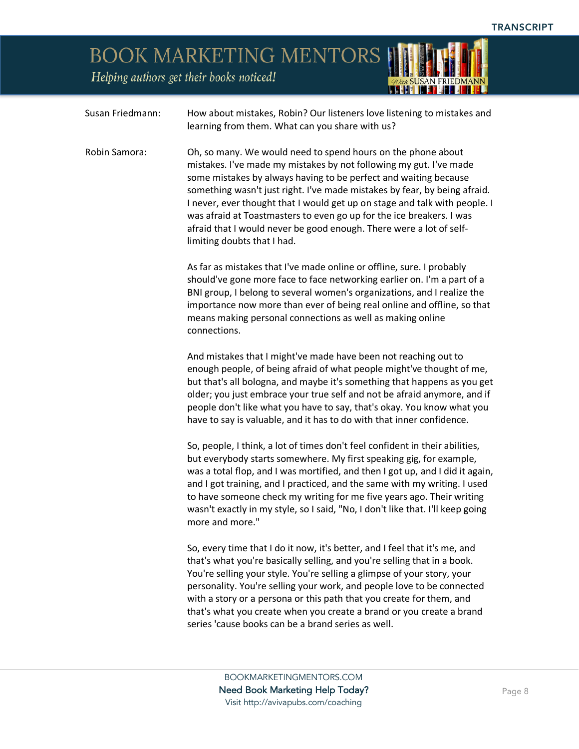**Susan Friedmann:** How about mistakes, Robin? Our listeners love listening to mistakes and learning from them. What can you share with us?

**Robin Samora:** Oh, so many. We would need to spend hours on the phone about mistakes. I've made my mistakes by not following my gut. I've made some mistakes by always having to be perfect and waiting because something wasn't just right. I've made mistakes by fear, by being afraid. I never, ever thought that I would get up on stage and talk with people. I was afraid at Toastmasters to even go up for the ice breakers. I was afraid that I would never be good enough. There were a lot of self-limiting doubts that I had.

As far as mistakes that I've made online or offline, sure. I probably should've gone more face to face networking earlier on. I'm a part of a BNI group, I belong to several women's organizations, and I realize the importance now more than ever of being real online and offline, so that means making personal connections as well as making online connections.

And mistakes that I might've made have been not reaching out to enough people, of being afraid of what people might've thought of me, but that's all bologna, and maybe it's something that happens as you get older; you just embrace your true self and not be afraid anymore, and if people don't like what you have to say, that's okay. You know what you have to say is valuable, and it has to do with that inner confidence.

So, people, I think, a lot of times don't feel confident in their abilities, but everybody starts somewhere. My first speaking gig, for example, was a total flop, and I was mortified, and then I got up, and I did it again, and I got training, and I practiced, and the same with my writing. I used to have someone check my writing for me five years ago. Their writing wasn't exactly in my style, so I said, "No, I don't like that. I'll keep going more and more."

So, every time that I do it now, it's better, and I feel that it's me, and that's what you're basically selling, and you're selling that in a book. You're selling your style. You're selling a glimpse of your story, your personality. You're selling your work, and people love to be connected with a story or a persona or this path that you create for them, and that's what you create when you create a brand or you create a brand series 'cause books can be a brand series as well.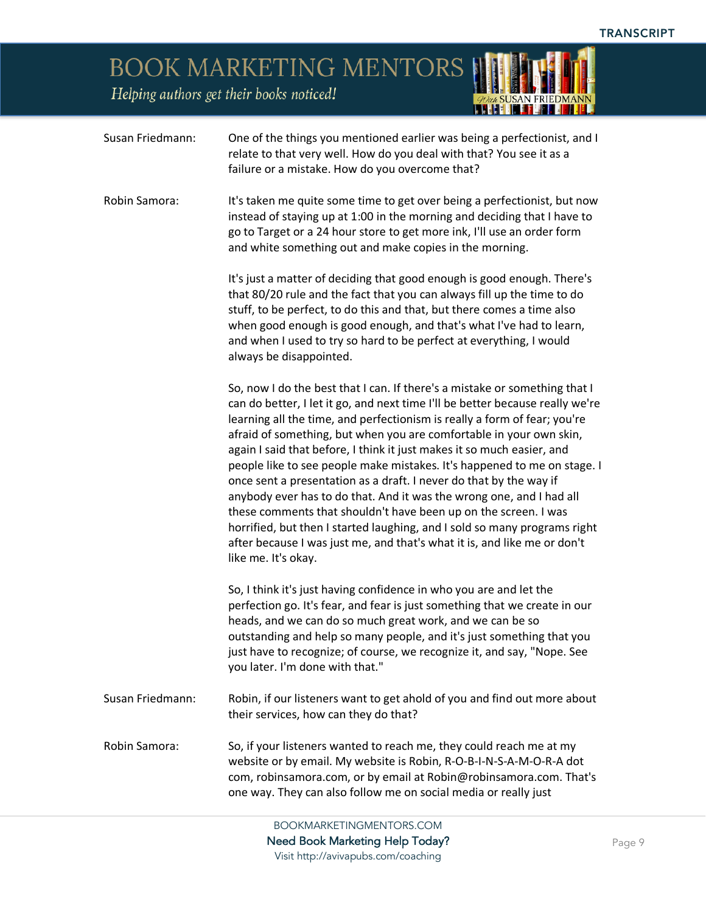**Susan Friedmann:** One of the things you mentioned earlier was being a perfectionist, and I relate to that very well. How do you deal with that? You see it as a failure or a mistake. How do you overcome that?

**Robin Samora:** It's taken me quite some time to get over being a perfectionist, but now instead of staying up at 1:00 in the morning and deciding that I have to go to Target or a 24 hour store to get more ink, I'll use an order form and white something out and make copies in the morning.

It's just a matter of deciding that good enough is good enough. There's that 80/20 rule and the fact that you can always fill up the time to do stuff, to be perfect, to do this and that, but there comes a time also when good enough is good enough, and that's what I've had to learn, and when I used to try so hard to be perfect at everything, I would always be disappointed.

So, now I do the best that I can. If there's a mistake or something that I can do better, I let it go, and next time I'll be better because really we're learning all the time, and perfectionism is really a form of fear; you're afraid of something, but when you are comfortable in your own skin, again I said that before, I think it just makes it so much easier, and people like to see people make mistakes. It's happened to me on stage. I once sent a presentation as a draft. I never do that by the way if anybody ever has to do that. And it was the wrong one, and I had all these comments that shouldn't have been up on the screen. I was horrified, but then I started laughing, and I sold so many programs right after because I was just me, and that's what it is, and like me or don't like me. It's okay.

So, I think it's just having confidence in who you are and let the perfection go. It's fear, and fear is just something that we create in our heads, and we can do so much great work, and we can be so outstanding and help so many people, and it's just something that you just have to recognize; of course, we recognize it, and say, "Nope. See you later. I'm done with that."

**Susan Friedmann:** Robin, if our listeners want to get ahold of you and find out more about their services, how can they do that?

**Robin Samora:** So, if your listeners wanted to reach me, they could reach me at my website or by email. My website is Robin, R-O-B-I-N-S-A-M-O-R-A dot com, robinsamora.com, or by email at Robin@robinsamora.com. That's one way. They can also follow me on social media or really just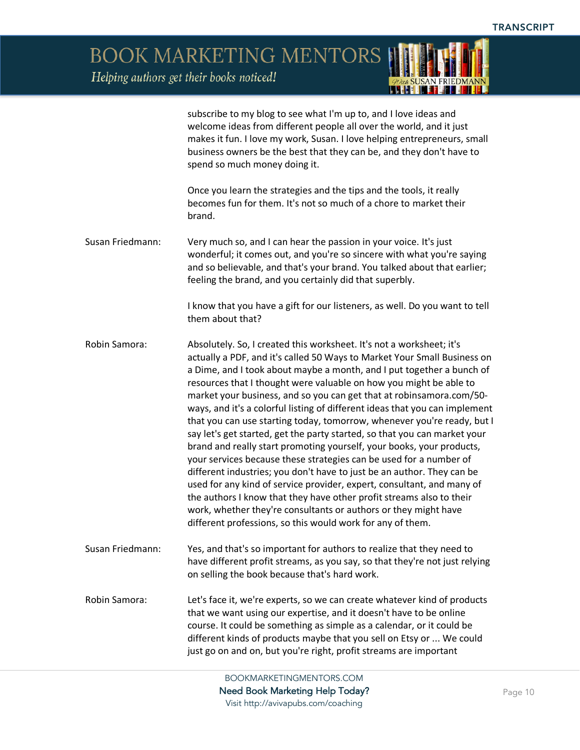subscribe to my blog to see what I'm up to, and I love ideas and welcome ideas from different people all over the world, and it just makes it fun. I love my work, Susan. I love helping entrepreneurs, small business owners be the best that they can be, and they don't have to spend so much money doing it.

Once you learn the strategies and the tips and the tools, it really becomes fun for them. It's not so much of a chore to market their brand.

**Susan Friedmann:** Very much so, and I can hear the passion in your voice. It's just wonderful; it comes out, and you're so sincere with what you're saying and so believable, and that's your brand. You talked about that earlier; feeling the brand, and you certainly did that superbly.

I know that you have a gift for our listeners, as well. Do you want to tell them about that?

**Robin Samora:** Absolutely. So, I created this worksheet. It's not a worksheet; it's actually a PDF, and it's called 50 Ways to Market Your Small Business on a Dime, and I took about maybe a month, and I put together a bunch of resources that I thought were valuable on how you might be able to market your business, and so you can get that at robinsamora.com/50-ways, and it's a colorful listing of different ideas that you can implement that you can use starting today, tomorrow, whenever you're ready, but I say let's get started, get the party started, so that you can market your brand and really start promoting yourself, your books, your products, your services because these strategies can be used for a number of different industries; you don't have to just be an author. They can be used for any kind of service provider, expert, consultant, and many of the authors I know that they have other profit streams also to their work, whether they're consultants or authors or they might have different professions, so this would work for any of them.

**Susan Friedmann:** Yes, and that's so important for authors to realize that they need to have different profit streams, as you say, so that they're not just relying on selling the book because that's hard work.

**Robin Samora:** Let's face it, we're experts, so we can create whatever kind of products that we want using our expertise, and it doesn't have to be online course. It could be something as simple as a calendar, or it could be different kinds of products maybe that you sell on Etsy or ... We could just go on and on, but you're right, profit streams are important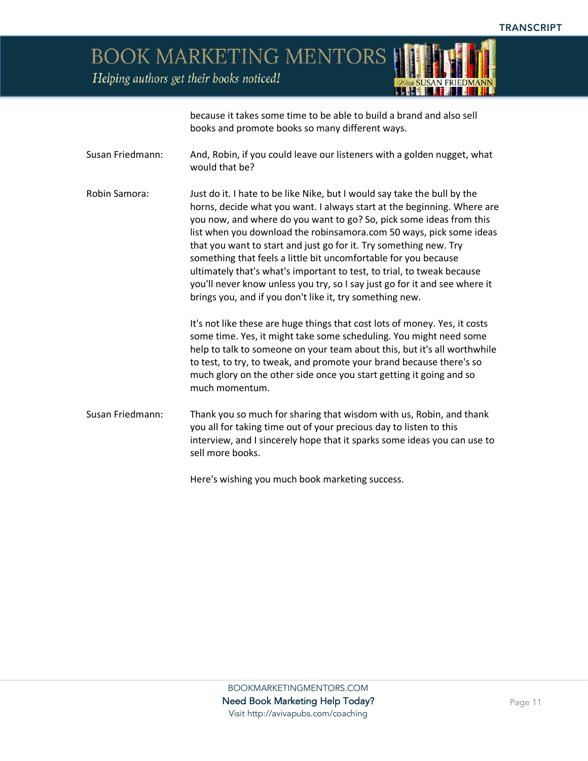because it takes some time to be able to build a brand and also sell books and promote books so many different ways.

Susan Friedmann: And, Robin, if you could leave our listeners with a golden nugget, what would that be?

Robin Samora: Just do it. I hate to be like Nike, but I would say take the bull by the horns, decide what you want. I always start at the beginning. Where are you now, and where do you want to go? So, pick some ideas from this list when you download the robinsamora.com 50 ways, pick some ideas that you want to start and just go for it. Try something new. Try something that feels a little bit uncomfortable for you because ultimately that's what's important to test, to trial, to tweak because you'll never know unless you try, so I say just go for it and see where it brings you, and if you don't like it, try something new.

It's not like these are huge things that cost lots of money. Yes, it costs some time. Yes, it might take some scheduling. You might need some help to talk to someone on your team about this, but it's all worthwhile to test, to try, to tweak, and promote your brand because there's so much glory on the other side once you start getting it going and so much momentum.

Susan Friedmann: Thank you so much for sharing that wisdom with us, Robin, and thank you all for taking time out of your precious day to listen to this interview, and I sincerely hope that it sparks some ideas you can use to sell more books.

Here's wishing you much book marketing success.